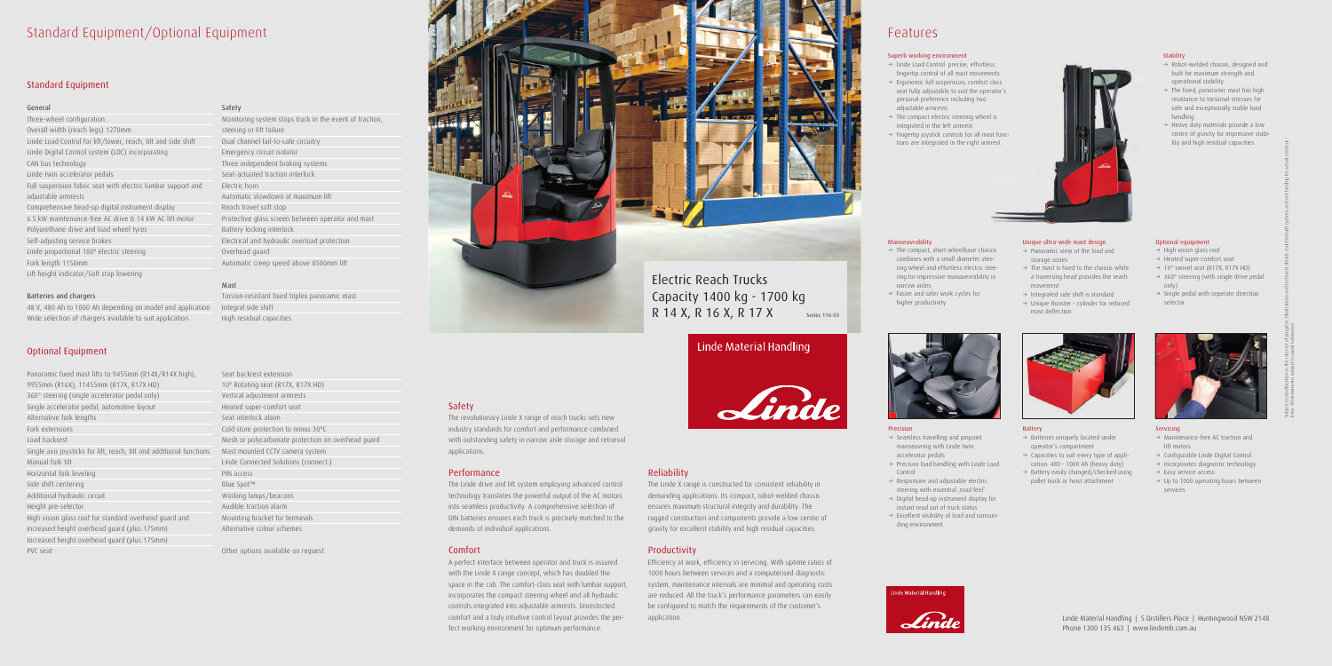# Standard Equipment/Optional Equipment

## Standard Equipment

### General

Three-wheel configuration
Overall width (reach legs) 1270mm
Linde Load Control for lift/lower, reach, tilt and side shift
Linde Digital Control system (LDC) incorporating
CAN bus technology
Linde twin accelerator pedals
Full suspension fabric seat with electric lumbar support and adjustable armrests
Comprehensive head-up digital instrument display
6.5 kW maintenance-free AC drive & 14 kW AC lift motor
Polyurethane drive and load wheel tyres
Self-adjusting service brakes
Linde proportional 180° electric steering
Fork length 1150mm
Lift height indicator/Soft stop lowering

### Batteries and chargers

48 V, 480 Ah to 1000 Ah depending on model and application
Wide selection of chargers available to suit application

### Safety

Monitoring system stops truck in the event of traction, steering or lift failure
Dual channel fail-to-safe circuitry
Emergency circuit isolator
Three independent braking systems
Seat-actuated traction interlock
Electric horn
Automatic slowdown at maximum lift
Reach travel soft stop
Protective glass screen between operator and mast
Battery locking interlock
Electrical and hydraulic overload protection
Overhead guard
Automatic creep speed above 8500mm lift

### Mast

Torsion-resistant fixed triplex panoramic mast
Integral side shift
High residual capacities

## Optional Equipment

Panoramic fixed mast lifts to 9455mm (R14X/R14X high), 9955mm (R16X), 11455mm (R17X, R17X HD)
360° steering (single accelerator pedal only)
Single accelerator pedal, automotive layout
Alternative fork lengths
Fork extensions
Load backrest
Single axis joysticks for lift, reach, tilt and additional functions
Manual fork tilt
Horizontal fork leveling
Side shift centering
Additional hydraulic circuit
Height pre-selector
High vision glass roof for standard overhead guard and increased height overhead guard (plus 175mm)
Increased height overhead guard (plus 175mm)
PVC seat

Seat backrest extension
10° Rotating seat (R17X, R17X HD)
Vertical adjustment armrests
Heated super-comfort seat
Seat interlock alarm
Cold store protection to minus 30°C
Mesh or polycarbonate protection on overhead guard
Mast mounted CCTV camera system
Linde Connected Solutions (connect:)
PIN access
Blue Spot™
Working lamps/beacons
Audible traction alarm
Mounting bracket for terminals
Alternative colour schemes

Other options available on request

## Safety

The revolutionary Linde X range of reach trucks sets new industry standards for comfort and performance combined with outstanding safety in narrow aisle storage and retrieval applications.

## Performance

The Linde drive and lift system employing advanced control technology translates the powerful output of the AC motors into seamless productivity. A comprehensive selection of DIN batteries ensures each truck is precisely matched to the demands of individual applications.

## Comfort

A perfect interface between operator and truck is assured with the Linde X range concept, which has doubled the space in the cab. The comfort-class seat with lumbar support, incorporates the compact steering wheel and all hydraulic controls integrated into adjustable armrests. Unrestricted comfort and a truly intuitive control layout provides the perfect working environment for optimum performance.

## Reliability

The Linde X range is constructed for consistent reliability in demanding applications. Its compact, robot-welded chassis ensures maximum structural integrity and durability. The rugged construction and components provide a low centre of gravity for excellent stability and high residual capacities.

## Productivity

Efficiency at work, efficiency in servicing. With uptime ratios of 1000 hours between services and a computerised diagnostic system, maintenance intervals are minimal and operating costs are reduced. All the truck's performance parameters can easily be configured to match the requirements of the customer's application.

# Electric Reach Trucks Capacity 1400 kg - 1700 kg R 14 X, R 16 X, R 17 X

Series 116-03

Linde Material Handling

# Features

### Superb working environment

- → Linde Load Control: precise, effortless fingertip control of all mast movements
- → Ergonomic full suspension, comfort class seat fully adjustable to suit the operator's personal preference including two adjustable armrests
- → The compact electric steering wheel is integrated in the left armrest
- → Fingertip joystick controls for all mast functions are integrated in the right armrest

### Stability

- → Robot-welded chassis, designed and built for maximum strength and operational stability
- → The fixed, panoramic mast has high resistance to torsional stresses for safe and exceptionally stable load handling
- → Heavy duty materials provide a low centre of gravity for impressive stability and high residual capacities

### Manoeuvrability

- → The compact, short wheelbase chassis combines with a small diameter steering wheel and effortless electric steering for impressive manoeuvrability in narrow aisles
- → Faster and safer work cycles for higher productivity

### Unique ultra-wide mast design

- → Panoramic view of the load and storage zones
- → The mast is fixed to the chassis while a traversing head provides the reach movement
- → Integrated side shift is standard
- → Unique Booster - cylinder for reduced mast deflection

### Optional equipment

- → High vision glass roof
- → Heated super-comfort seat
- → 10° swivel seat (R17X, R17X HD)
- → 360° steering (with single drive pedal only)
- → Single pedal with seperate direction selector

### Precision

- → Seamless travelling and pinpoint manoeuvring with Linde twin accelerator pedals
- → Precision load handling with Linde Load Control
- → Responsive and adjustable electric steering with essential ‚road feel'
- → Digital head-up instrument display for instant read out of truck status
- → Excellent visibility of load and surrounding environment

### Battery

- → Batteries uniquely located under operator's compartment
- → Capacities to suit every type of application: 480 - 1000 Ah (heavy duty)
- → Battery easily changed/checked using pallet truck or hoist attachment

### Servicing

- → Maintenance-free AC traction and lift motors
- → Configurable Linde Digital Control
- → Incorporates diagnostic technology
- → Easy service access
- → Up to 1000 operating hours between services

Subject to modification in the interest of progress. Illustrations and technical details could include options and are not binding for actual constructions. All dimensions subject to usual tolerances.

Linde Material Handling

Linde Material Handling | 5 Distillers Place | Huntingwood NSW 2148
Phone 1300 135 463 | www.lindemh.com.au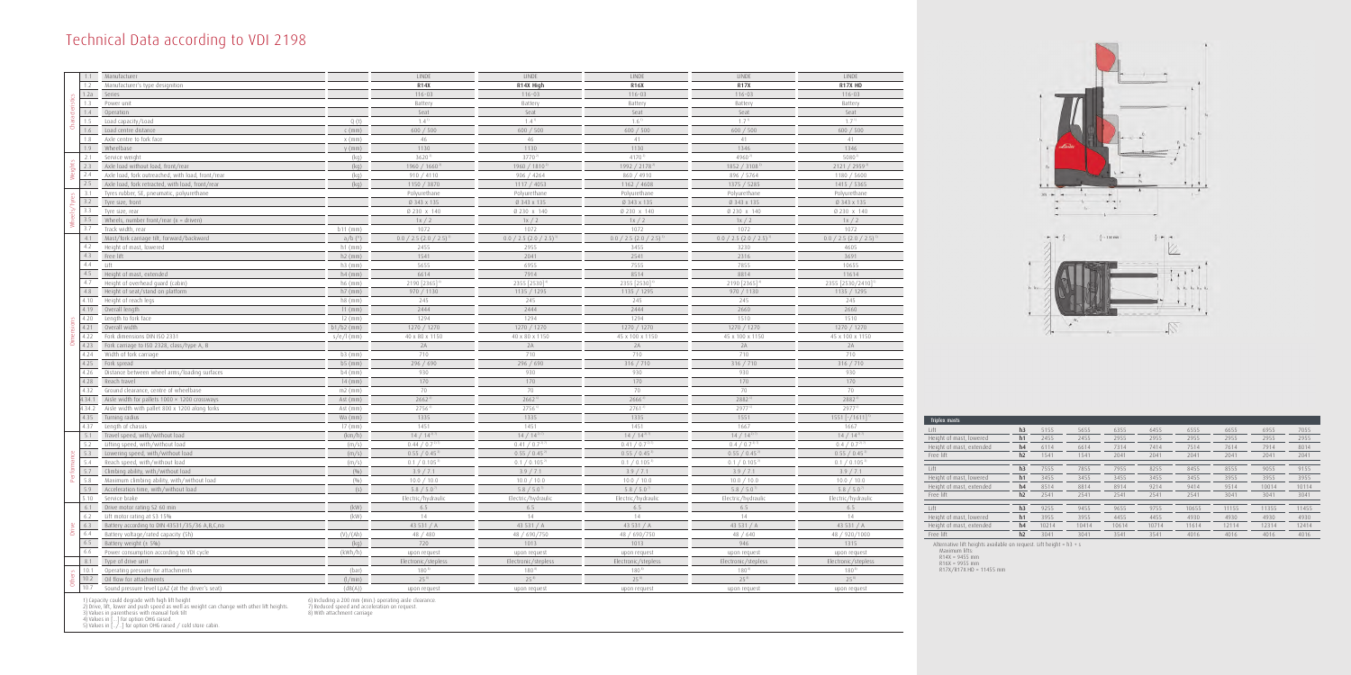# Technical Data according to VDI 2198

| | | | | | LINDE | LINDE | LINDE | LINDE | LINDE |
|---|---|---|---|---|---|---|---|---|---|
| Characteristics | 1.1 | Manufacturer | | | LINDE | LINDE | LINDE | LINDE | LINDE |
| | 1.2 | Manufacturer's type designation | | | R14X | R14X High | R16X | R17X | R17X HD |
| | 1.2a | Series | | | 116-03 | 116-03 | 116-03 | 116-03 | 116-03 |
| | 1.3 | Power unit | | | Battery | Battery | Battery | Battery | Battery |
| | 1.4 | Operation | | | Seat | Seat | Seat | Seat | Seat |
| | 1.5 | Load capacity/load | Q (t) | | 1.4 [1] | 1.4 [1] | 1.6 [1] | 1.7 [1] | 1.7 [1] |
| | 1.6 | Load centre distance | c (mm) | | 600 / 500 | 600 / 500 | 600 / 500 | 600 / 500 | 600 / 500 |
| | 1.8 | Axle centre to fork face | x (mm) | | 46 | 46 | 41 | 41 | 41 |
| | 1.9 | Wheelbase | y (mm) | | 1130 | 1130 | 1130 | 1346 | 1346 |
| Weights | 2.1 | Service weight | | (kg) | 3620 [5] | 3770 [5] | 4170 [5] | 4960 [5] | 5080 [5] |
| | 2.3 | Axle load without load, front/rear | | (kg) | 1960 / 1660 [5] | 1960 / 1810 [5] | 1992 / 2178 [5] | 1852 / 3108 [5] | 2121 / 2959 [5] |
| | 2.4 | Axle load, fork outreached, with load, front/rear | | (kg) | 910 / 4110 | 906 / 4264 | 860 / 4910 | 896 / 5764 | 1180 / 5600 |
| | 2.5 | Axle load, fork retracted, with load, front/rear | | (kg) | 1150 / 3870 | 1117 / 4053 | 1162 / 4608 | 1375 / 5285 | 1415 / 5365 |
| Wheels/Tyres | 3.1 | Tyres rubber, SE, pneumatic, polyurethane | | | Polyurethane | Polyurethane | Polyurethane | Polyurethane | Polyurethane |
| | 3.2 | Tyre size, front | | | Ø 343 x 135 | Ø 343 x 135 | Ø 343 x 135 | Ø 343 x 135 | Ø 343 x 135 |
| | 3.3 | Tyre size, rear | | | Ø 230 x 140 | Ø 230 x 140 | Ø 230 x 140 | Ø 230 x 140 | Ø 230 x 140 |
| | 3.5 | Wheels, number front/rear (x = driven) | | | 1x / 2 | 1x / 2 | 1x / 2 | 1x / 2 | 1x / 2 |
| | 3.7 | Track width, rear | b11 (mm) | | 1072 | 1072 | 1072 | 1072 | 1072 |
| Dimensions | 4.1 | Mast/fork carriage tilt, forward/backward | α/β (°) | | 0.0 / 2.5 (2.0 / 2.5) [3] | 0.0 / 2.5 (2.0 / 2.5) [3] | 0.0 / 2.5 (2.0 / 2.5) [3] | 0.0 / 2.5 (2.0 / 2.5) [3] | 0.0 / 2.5 (2.0 / 2.5) [3] |
| | 4.2 | Height of mast, lowered | h1 (mm) | | 2455 | 2955 | 3455 | 3230 | 4605 |
| | 4.3 | Free lift | h2 (mm) | | 1541 | 2041 | 2541 | 2316 | 3691 |
| | 4.4 | Lift | h3 (mm) | | 5655 | 6955 | 7555 | 7855 | 10655 |
| | 4.5 | Height of mast, extended | h4 (mm) | | 6614 | 7914 | 8514 | 8814 | 11614 |
| | 4.7 | Height of overhead guard (cabin) | h6 (mm) | | 2190 [2365] [4] | 2355 [2530] [4] | 2355 [2530] [4] | 2190 [2365] [4] | 2355 [2530/2410] [5] |
| | 4.8 | Height of seat/stand on platform | h7 (mm) | | 970 / 1130 | 1135 / 1295 | 1135 / 1295 | 970 / 1130 | 1135 / 1295 |
| | 4.10 | Height of reach legs | h8 (mm) | | 245 | 245 | 245 | 245 | 245 |
| | 4.19 | Overall length | l1 (mm) | | 2444 | 2444 | 2444 | 2660 | 2660 |
| | 4.20 | Length to fork face | l2 (mm) | | 1294 | 1294 | 1294 | 1510 | 1510 |
| | 4.21 | Overall width | b1/b2 (mm) | | 1270 / 1270 | 1270 / 1270 | 1270 / 1270 | 1270 / 1270 | 1270 / 1270 |
| | 4.22 | Fork dimensions DIN ISO 2331 | s/e/l (mm) | | 40 x 80 x 1150 | 40 x 80 x 1150 | 45 x 100 x 1150 | 45 x 100 x 1150 | 45 x 100 x 1150 |
| | 4.23 | Fork carriage to ISO 2328, class/type A, B | | | 2A | 2A | 2A | 2A | 2A |
| | 4.24 | Width of fork carriage | b3 (mm) | | 710 | 710 | 710 | 710 | 710 |
| | 4.25 | Fork spread | b5 (mm) | | 296 / 690 | 296 / 690 | 316 / 710 | 316 / 710 | 316 / 710 |
| | 4.26 | Distance between wheel arms/loading surfaces | b4 (mm) | | 930 | 930 | 930 | 930 | 930 |
| | 4.28 | Reach travel | l4 (mm) | | 570 | 570 | 570 | 570 | 570 |
| | 4.32 | Ground clearance, centre of wheelbase | m2 (mm) | | 70 | 70 | 70 | 70 | 70 |
| | 4.34.1 | Aisle width for pallets 1000 × 1200 crossways | Ast (mm) | | 2662 [6] | 2662 [6] | 2666 [6] | 2882 [6] | 2882 [6] |
| | 4.34.2 | Aisle width with pallet 800 x 1200 along forks | Ast (mm) | | 2756 [6] | 2756 [6] | 2761 [6] | 2977 [6] | 2977 [6] |
| | 4.35 | Turning radius | Wa (mm) | | 1335 | 1335 | 1335 | 1551 | 1551 [-/1611] [5] |
| | 4.37 | Length of chassis | l7 (mm) | | 1451 | 1451 | 1451 | 1667 | 1667 |
| Performance | 5.1 | Travel speed, with/without load | | (km/h) | 14 / 14 [2,7] | 14 / 14 [2,7] | 14 / 14 [2,7] | 14 / 14 [2,7] | 14 / 14 [2,7] |
| | 5.2 | Lifting speed, with/without load | | (m/s) | 0.44 / 0.7 [2,7] | 0.41 / 0.7 [2,7] | 0.41 / 0.7 [2,7] | 0.4 / 0.7 [2,7] | 0.4 / 0.7 [2,7] |
| | 5.3 | Lowering speed, with/without load | | (m/s) | 0.55 / 0.45 [2] | 0.55 / 0.45 [2] | 0.55 / 0.45 [2] | 0.55 / 0.45 [2] | 0.55 / 0.45 [2] |
| | 5.4 | Reach speed, with/without load | | (m/s) | 0.1 / 0.105 [2] | 0.1 / 0.105 [2] | 0.1 / 0.105 [2] | 0.1 / 0.105 [2] | 0.1 / 0.105 [2] |
| | 5.7 | Climbing ability, with/without load | | (%) | 3.9 / 7.1 | 3.9 / 7.1 | 3.9 / 7.1 | 3.9 / 7.1 | 3.9 / 7.1 |
| | 5.8 | Maximum climbing ability, with/without load | | (%) | 10.0 / 10.0 | 10.0 / 10.0 | 10.0 / 10.0 | 10.0 / 10.0 | 10.0 / 10.0 |
| | 5.9 | Acceleration time, with/without load | | (s) | 5.8 / 5.0 [2] | 5.8 / 5.0 [2] | 5.8 / 5.0 [2] | 5.8 / 5.0 [2] | 5.8 / 5.0 [2] |
| | 5.10 | Service brake | | | Electric/hydraulic | Electric/hydraulic | Electric/hydraulic | Electric/hydraulic | Electric/hydraulic |
| Drive | 6.1 | Drive motor rating S2 60 min | | (kW) | 6.5 | 6.5 | 6.5 | 6.5 | 6.5 |
| | 6.2 | Lift motor rating at S3 15% | | (kW) | 14 | 14 | 14 | 14 | 14 |
| | 6.3 | Battery according to DIN 43531/35/36 A,B,C,no | | | 43 531 / A | 43 531 / A | 43 531 / A | 43 531 / A | 43 531 / A |
| | 6.4 | Battery voltage/rated capacity (5h) | | (V)/(Ah) | 48 / 480 | 48 / 690/750 | 48 / 690/750 | 48 / 640 | 48 / 920/1000 |
| | 6.5 | Battery weight (± 5%) | | (kg) | 720 | 1013 | 1013 | 946 | 1315 |
| | 6.6 | Power consumption according to VDI cycle | | (kWh/h) | upon request | upon request | upon request | upon request | upon request |
| | 8.1 | Type of drive unit | | | Electronic/stepless | Electronic/stepless | Electronic/stepless | Electronic/stepless | Electronic/stepless |
| Others | 10.1 | Operating pressure for attachments | | (bar) | 180 [8] | 180 [8] | 180 [8] | 180 [8] | 180 [8] |
| | 10.2 | Oil flow for attachments | | (l/min) | 25 [8] | 25 [8] | 25 [8] | 25 [8] | 25 [8] |
| | 10.7 | Sound pressure level LpAZ (at the driver's seat) | | (dB(A)) | upon request | upon request | upon request | upon request | upon request |

1) Capacity could degrade with high lift height
2) Drive, lift, lower and push speed as well as weight can change with other lift heights.
3) Values in parenthesis with manual fork tilt
4) Values in [ ] for option OHG raised
5) Values in [ / ] for option OHG raised / cold store cabin.
6) Including a 200 mm (min.) operating aisle clearance.
7) Reduced speed and acceleration on request.
8) With attachment carriage

| Triplex masts | | | | | | | | | |
|---|---|---|---|---|---|---|---|---|---|
| Lift | h3 | 5155 | 5655 | 6355 | 6455 | 6555 | 6655 | 6955 | 7055 |
| Height of mast, lowered | h1 | 2455 | 2455 | 2955 | 2955 | 2955 | 2955 | 2955 | 2955 |
| Height of mast, extended | h4 | 6114 | 6614 | 7314 | 7414 | 7514 | 7614 | 7914 | 8014 |
| Free lift | h2 | 1541 | 1541 | 2041 | 2041 | 2041 | 2041 | 2041 | 2041 |
| Lift | h3 | 7555 | 7855 | 7955 | 8255 | 8455 | 8555 | 9055 | 9155 |
| Height of mast, lowered | h1 | 3455 | 3455 | 3455 | 3455 | 3455 | 3955 | 3955 | 3955 |
| Height of mast, extended | h4 | 8514 | 8814 | 8914 | 9214 | 9414 | 9514 | 10014 | 10114 |
| Free lift | h2 | 2541 | 2541 | 2541 | 2541 | 2541 | 3041 | 3041 | 3041 |
| Lift | h3 | 9255 | 9455 | 9655 | 9755 | 10655 | 11155 | 11355 | 11455 |
| Height of mast, lowered | h1 | 3955 | 3955 | 4455 | 4455 | 4930 | 4930 | 4930 | 4930 |
| Height of mast, extended | h4 | 10214 | 10414 | 10614 | 10714 | 11614 | 12114 | 12314 | 12414 |
| Free lift | h2 | 3041 | 3041 | 3541 | 3541 | 4016 | 4016 | 4016 | 4016 |

Alternative lift heights available on request. Lift height = h3 + s
Maximum lifts:
R14X = 9455 mm
R16X = 9955 mm
R17X/R17X HD = 11455 mm